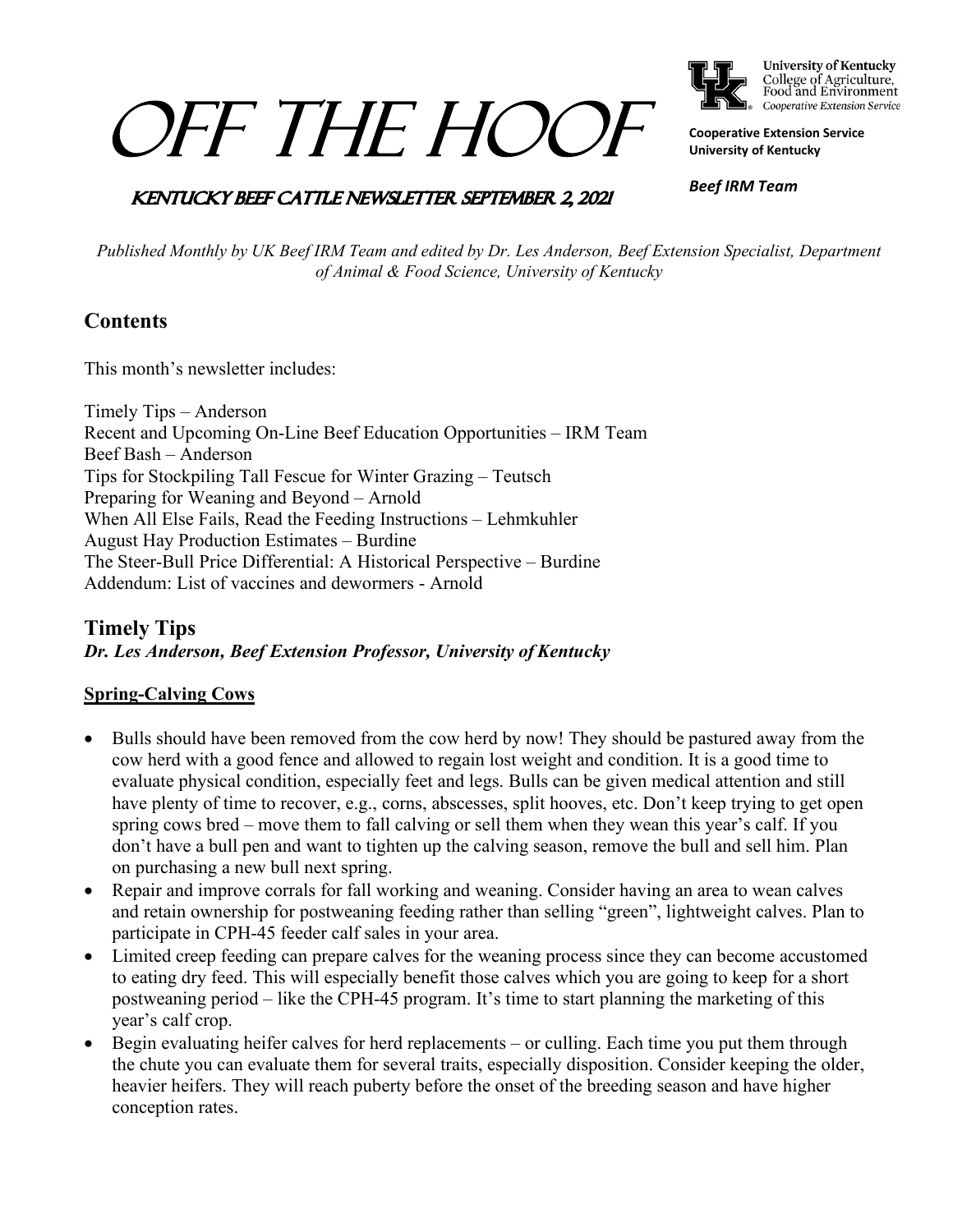# OFF THE HOOF

University of Kentucky
College of Agriculture, Food and Environment
Cooperative Extension Service

**Cooperative Extension Service**
**University of Kentucky**

***Beef IRM Team***

## KENTUCKY BEEF CATTLE NEWSLETTER SEPTEMBER 2, 2021

*Published Monthly by UK Beef IRM Team and edited by Dr. Les Anderson, Beef Extension Specialist, Department of Animal & Food Science, University of Kentucky*

## Contents

This month's newsletter includes:

Timely Tips – Anderson
Recent and Upcoming On-Line Beef Education Opportunities – IRM Team
Beef Bash – Anderson
Tips for Stockpiling Tall Fescue for Winter Grazing – Teutsch
Preparing for Weaning and Beyond – Arnold
When All Else Fails, Read the Feeding Instructions – Lehmkuhler
August Hay Production Estimates – Burdine
The Steer-Bull Price Differential: A Historical Perspective – Burdine
Addendum: List of vaccines and dewormers - Arnold

## Timely Tips

***Dr. Les Anderson, Beef Extension Professor, University of Kentucky***

### Spring-Calving Cows

- Bulls should have been removed from the cow herd by now! They should be pastured away from the cow herd with a good fence and allowed to regain lost weight and condition. It is a good time to evaluate physical condition, especially feet and legs. Bulls can be given medical attention and still have plenty of time to recover, e.g., corns, abscesses, split hooves, etc. Don't keep trying to get open spring cows bred – move them to fall calving or sell them when they wean this year's calf. If you don't have a bull pen and want to tighten up the calving season, remove the bull and sell him. Plan on purchasing a new bull next spring.
- Repair and improve corrals for fall working and weaning. Consider having an area to wean calves and retain ownership for postweaning feeding rather than selling "green", lightweight calves. Plan to participate in CPH-45 feeder calf sales in your area.
- Limited creep feeding can prepare calves for the weaning process since they can become accustomed to eating dry feed. This will especially benefit those calves which you are going to keep for a short postweaning period – like the CPH-45 program. It's time to start planning the marketing of this year's calf crop.
- Begin evaluating heifer calves for herd replacements – or culling. Each time you put them through the chute you can evaluate them for several traits, especially disposition. Consider keeping the older, heavier heifers. They will reach puberty before the onset of the breeding season and have higher conception rates.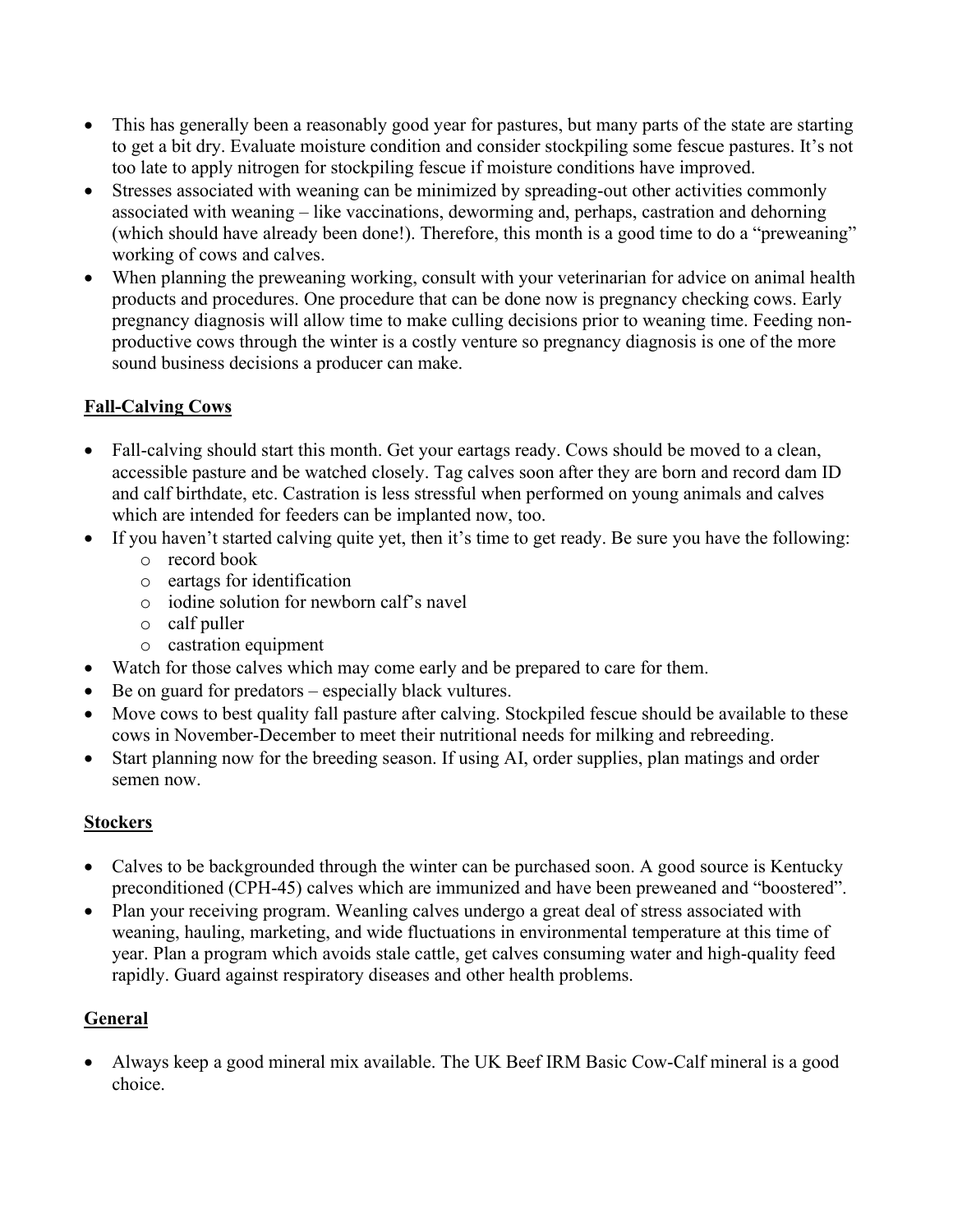- This has generally been a reasonably good year for pastures, but many parts of the state are starting to get a bit dry. Evaluate moisture condition and consider stockpiling some fescue pastures. It's not too late to apply nitrogen for stockpiling fescue if moisture conditions have improved.
- Stresses associated with weaning can be minimized by spreading-out other activities commonly associated with weaning – like vaccinations, deworming and, perhaps, castration and dehorning (which should have already been done!). Therefore, this month is a good time to do a "preweaning" working of cows and calves.
- When planning the preweaning working, consult with your veterinarian for advice on animal health products and procedures. One procedure that can be done now is pregnancy checking cows. Early pregnancy diagnosis will allow time to make culling decisions prior to weaning time. Feeding non-productive cows through the winter is a costly venture so pregnancy diagnosis is one of the more sound business decisions a producer can make.

## Fall-Calving Cows

- Fall-calving should start this month. Get your eartags ready. Cows should be moved to a clean, accessible pasture and be watched closely. Tag calves soon after they are born and record dam ID and calf birthdate, etc. Castration is less stressful when performed on young animals and calves which are intended for feeders can be implanted now, too.
- If you haven't started calving quite yet, then it's time to get ready. Be sure you have the following:
  - record book
  - eartags for identification
  - iodine solution for newborn calf's navel
  - calf puller
  - castration equipment
- Watch for those calves which may come early and be prepared to care for them.
- Be on guard for predators – especially black vultures.
- Move cows to best quality fall pasture after calving. Stockpiled fescue should be available to these cows in November-December to meet their nutritional needs for milking and rebreeding.
- Start planning now for the breeding season. If using AI, order supplies, plan matings and order semen now.

## Stockers

- Calves to be backgrounded through the winter can be purchased soon. A good source is Kentucky preconditioned (CPH-45) calves which are immunized and have been preweaned and "boostered".
- Plan your receiving program. Weanling calves undergo a great deal of stress associated with weaning, hauling, marketing, and wide fluctuations in environmental temperature at this time of year. Plan a program which avoids stale cattle, get calves consuming water and high-quality feed rapidly. Guard against respiratory diseases and other health problems.

## General

- Always keep a good mineral mix available. The UK Beef IRM Basic Cow-Calf mineral is a good choice.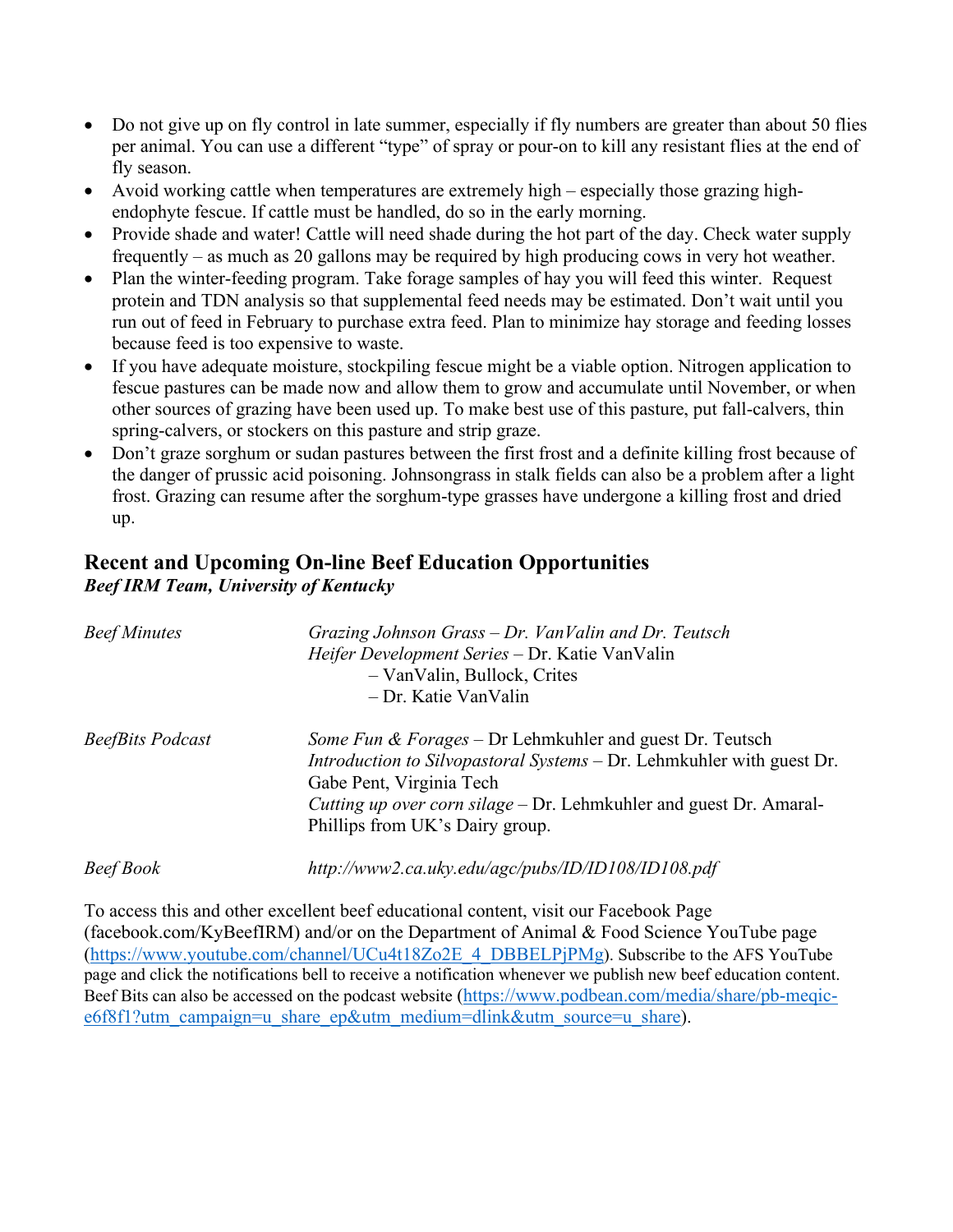- Do not give up on fly control in late summer, especially if fly numbers are greater than about 50 flies per animal. You can use a different "type" of spray or pour-on to kill any resistant flies at the end of fly season.
- Avoid working cattle when temperatures are extremely high – especially those grazing high-endophyte fescue. If cattle must be handled, do so in the early morning.
- Provide shade and water! Cattle will need shade during the hot part of the day. Check water supply frequently – as much as 20 gallons may be required by high producing cows in very hot weather.
- Plan the winter-feeding program. Take forage samples of hay you will feed this winter. Request protein and TDN analysis so that supplemental feed needs may be estimated. Don't wait until you run out of feed in February to purchase extra feed. Plan to minimize hay storage and feeding losses because feed is too expensive to waste.
- If you have adequate moisture, stockpiling fescue might be a viable option. Nitrogen application to fescue pastures can be made now and allow them to grow and accumulate until November, or when other sources of grazing have been used up. To make best use of this pasture, put fall-calvers, thin spring-calvers, or stockers on this pasture and strip graze.
- Don't graze sorghum or sudan pastures between the first frost and a definite killing frost because of the danger of prussic acid poisoning. Johnsongrass in stalk fields can also be a problem after a light frost. Grazing can resume after the sorghum-type grasses have undergone a killing frost and dried up.

## Recent and Upcoming On-line Beef Education Opportunities

***Beef IRM Team, University of Kentucky***

| | |
|---|---|
| *Beef Minutes* | *Grazing Johnson Grass – Dr. VanValin and Dr. Teutsch*<br>*Heifer Development Series* – Dr. Katie VanValin<br>– VanValin, Bullock, Crites<br>– Dr. Katie VanValin |
| *BeefBits Podcast* | *Some Fun & Forages* – Dr Lehmkuhler and guest Dr. Teutsch<br>*Introduction to Silvopastoral Systems* – Dr. Lehmkuhler with guest Dr. Gabe Pent, Virginia Tech<br>*Cutting up over corn silage* – Dr. Lehmkuhler and guest Dr. Amaral-Phillips from UK's Dairy group. |
| *Beef Book* | *http://www2.ca.uky.edu/agc/pubs/ID/ID108/ID108.pdf* |

To access this and other excellent beef educational content, visit our Facebook Page (facebook.com/KyBeefIRM) and/or on the Department of Animal & Food Science YouTube page (https://www.youtube.com/channel/UCu4t18Zo2E_4_DBBELPjPMg). Subscribe to the AFS YouTube page and click the notifications bell to receive a notification whenever we publish new beef education content. Beef Bits can also be accessed on the podcast website (https://www.podbean.com/media/share/pb-meqic-e6f8f1?utm_campaign=u_share_ep&utm_medium=dlink&utm_source=u_share).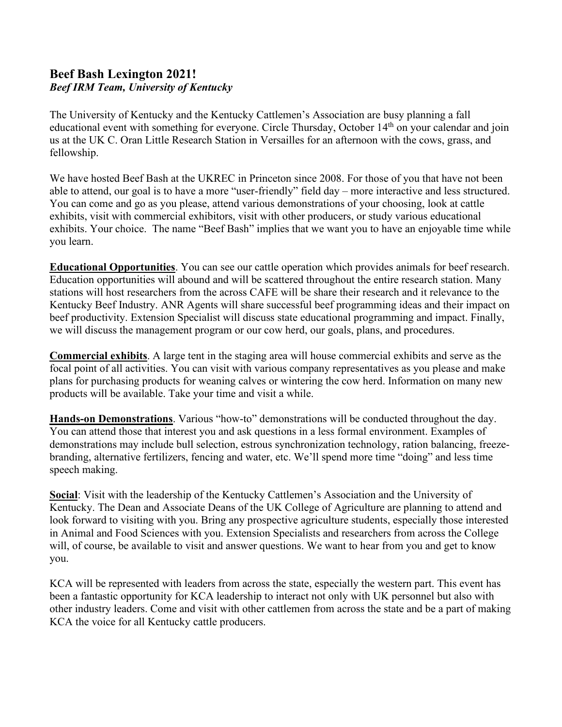## Beef Bash Lexington 2021!

***Beef IRM Team, University of Kentucky***

The University of Kentucky and the Kentucky Cattlemen's Association are busy planning a fall educational event with something for everyone. Circle Thursday, October 14th on your calendar and join us at the UK C. Oran Little Research Station in Versailles for an afternoon with the cows, grass, and fellowship.

We have hosted Beef Bash at the UKREC in Princeton since 2008. For those of you that have not been able to attend, our goal is to have a more "user-friendly" field day – more interactive and less structured. You can come and go as you please, attend various demonstrations of your choosing, look at cattle exhibits, visit with commercial exhibitors, visit with other producers, or study various educational exhibits. Your choice. The name "Beef Bash" implies that we want you to have an enjoyable time while you learn.

**Educational Opportunities**. You can see our cattle operation which provides animals for beef research. Education opportunities will abound and will be scattered throughout the entire research station. Many stations will host researchers from the across CAFE will be share their research and it relevance to the Kentucky Beef Industry. ANR Agents will share successful beef programming ideas and their impact on beef productivity. Extension Specialist will discuss state educational programming and impact. Finally, we will discuss the management program or our cow herd, our goals, plans, and procedures.

**Commercial exhibits**. A large tent in the staging area will house commercial exhibits and serve as the focal point of all activities. You can visit with various company representatives as you please and make plans for purchasing products for weaning calves or wintering the cow herd. Information on many new products will be available. Take your time and visit a while.

**Hands-on Demonstrations**. Various "how-to" demonstrations will be conducted throughout the day. You can attend those that interest you and ask questions in a less formal environment. Examples of demonstrations may include bull selection, estrous synchronization technology, ration balancing, freeze-branding, alternative fertilizers, fencing and water, etc. We'll spend more time "doing" and less time speech making.

**Social**: Visit with the leadership of the Kentucky Cattlemen's Association and the University of Kentucky. The Dean and Associate Deans of the UK College of Agriculture are planning to attend and look forward to visiting with you. Bring any prospective agriculture students, especially those interested in Animal and Food Sciences with you. Extension Specialists and researchers from across the College will, of course, be available to visit and answer questions. We want to hear from you and get to know you.

KCA will be represented with leaders from across the state, especially the western part. This event has been a fantastic opportunity for KCA leadership to interact not only with UK personnel but also with other industry leaders. Come and visit with other cattlemen from across the state and be a part of making KCA the voice for all Kentucky cattle producers.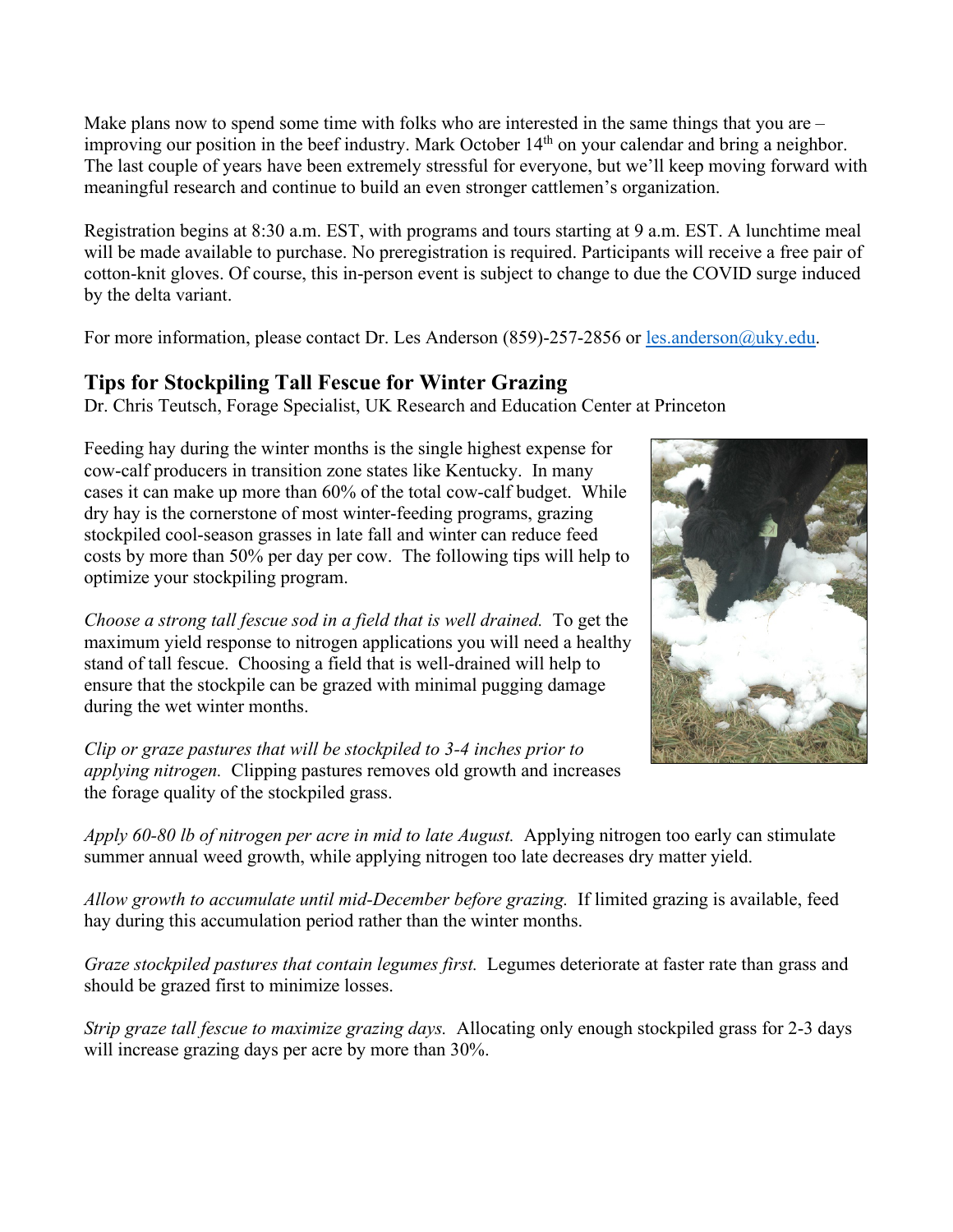Make plans now to spend some time with folks who are interested in the same things that you are – improving our position in the beef industry. Mark October 14th on your calendar and bring a neighbor. The last couple of years have been extremely stressful for everyone, but we'll keep moving forward with meaningful research and continue to build an even stronger cattlemen's organization.

Registration begins at 8:30 a.m. EST, with programs and tours starting at 9 a.m. EST. A lunchtime meal will be made available to purchase. No preregistration is required. Participants will receive a free pair of cotton-knit gloves. Of course, this in-person event is subject to change to due the COVID surge induced by the delta variant.

For more information, please contact Dr. Les Anderson (859)-257-2856 or [les.anderson@uky.edu](mailto:les.anderson@uky.edu).

## Tips for Stockpiling Tall Fescue for Winter Grazing

Dr. Chris Teutsch, Forage Specialist, UK Research and Education Center at Princeton

Feeding hay during the winter months is the single highest expense for cow-calf producers in transition zone states like Kentucky. In many cases it can make up more than 60% of the total cow-calf budget. While dry hay is the cornerstone of most winter-feeding programs, grazing stockpiled cool-season grasses in late fall and winter can reduce feed costs by more than 50% per day per cow. The following tips will help to optimize your stockpiling program.

*Choose a strong tall fescue sod in a field that is well drained.* To get the maximum yield response to nitrogen applications you will need a healthy stand of tall fescue. Choosing a field that is well-drained will help to ensure that the stockpile can be grazed with minimal pugging damage during the wet winter months.

*Clip or graze pastures that will be stockpiled to 3-4 inches prior to applying nitrogen.* Clipping pastures removes old growth and increases the forage quality of the stockpiled grass.

*Apply 60-80 lb of nitrogen per acre in mid to late August.* Applying nitrogen too early can stimulate summer annual weed growth, while applying nitrogen too late decreases dry matter yield.

*Allow growth to accumulate until mid-December before grazing.* If limited grazing is available, feed hay during this accumulation period rather than the winter months.

*Graze stockpiled pastures that contain legumes first.* Legumes deteriorate at faster rate than grass and should be grazed first to minimize losses.

*Strip graze tall fescue to maximize grazing days.* Allocating only enough stockpiled grass for 2-3 days will increase grazing days per acre by more than 30%.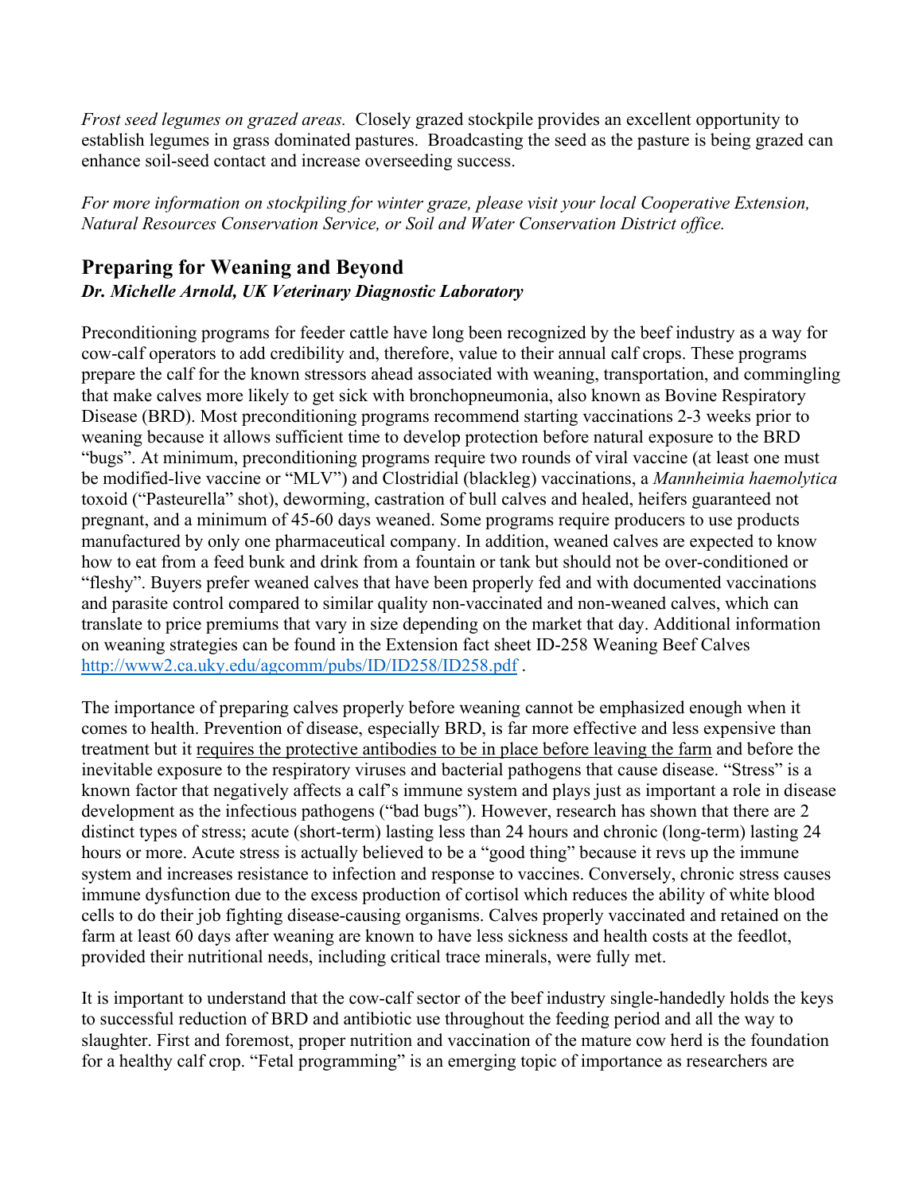*Frost seed legumes on grazed areas.* Closely grazed stockpile provides an excellent opportunity to establish legumes in grass dominated pastures. Broadcasting the seed as the pasture is being grazed can enhance soil-seed contact and increase overseeding success.

*For more information on stockpiling for winter graze, please visit your local Cooperative Extension, Natural Resources Conservation Service, or Soil and Water Conservation District office.*

## Preparing for Weaning and Beyond

***Dr. Michelle Arnold, UK Veterinary Diagnostic Laboratory***

Preconditioning programs for feeder cattle have long been recognized by the beef industry as a way for cow-calf operators to add credibility and, therefore, value to their annual calf crops. These programs prepare the calf for the known stressors ahead associated with weaning, transportation, and commingling that make calves more likely to get sick with bronchopneumonia, also known as Bovine Respiratory Disease (BRD). Most preconditioning programs recommend starting vaccinations 2-3 weeks prior to weaning because it allows sufficient time to develop protection before natural exposure to the BRD "bugs". At minimum, preconditioning programs require two rounds of viral vaccine (at least one must be modified-live vaccine or "MLV") and Clostridial (blackleg) vaccinations, a *Mannheimia haemolytica* toxoid ("Pasteurella" shot), deworming, castration of bull calves and healed, heifers guaranteed not pregnant, and a minimum of 45-60 days weaned. Some programs require producers to use products manufactured by only one pharmaceutical company. In addition, weaned calves are expected to know how to eat from a feed bunk and drink from a fountain or tank but should not be over-conditioned or "fleshy". Buyers prefer weaned calves that have been properly fed and with documented vaccinations and parasite control compared to similar quality non-vaccinated and non-weaned calves, which can translate to price premiums that vary in size depending on the market that day. Additional information on weaning strategies can be found in the Extension fact sheet ID-258 Weaning Beef Calves http://www2.ca.uky.edu/agcomm/pubs/ID/ID258/ID258.pdf .

The importance of preparing calves properly before weaning cannot be emphasized enough when it comes to health. Prevention of disease, especially BRD, is far more effective and less expensive than treatment but it requires the protective antibodies to be in place before leaving the farm and before the inevitable exposure to the respiratory viruses and bacterial pathogens that cause disease. "Stress" is a known factor that negatively affects a calf's immune system and plays just as important a role in disease development as the infectious pathogens ("bad bugs"). However, research has shown that there are 2 distinct types of stress; acute (short-term) lasting less than 24 hours and chronic (long-term) lasting 24 hours or more. Acute stress is actually believed to be a "good thing" because it revs up the immune system and increases resistance to infection and response to vaccines. Conversely, chronic stress causes immune dysfunction due to the excess production of cortisol which reduces the ability of white blood cells to do their job fighting disease-causing organisms. Calves properly vaccinated and retained on the farm at least 60 days after weaning are known to have less sickness and health costs at the feedlot, provided their nutritional needs, including critical trace minerals, were fully met.

It is important to understand that the cow-calf sector of the beef industry single-handedly holds the keys to successful reduction of BRD and antibiotic use throughout the feeding period and all the way to slaughter. First and foremost, proper nutrition and vaccination of the mature cow herd is the foundation for a healthy calf crop. "Fetal programming" is an emerging topic of importance as researchers are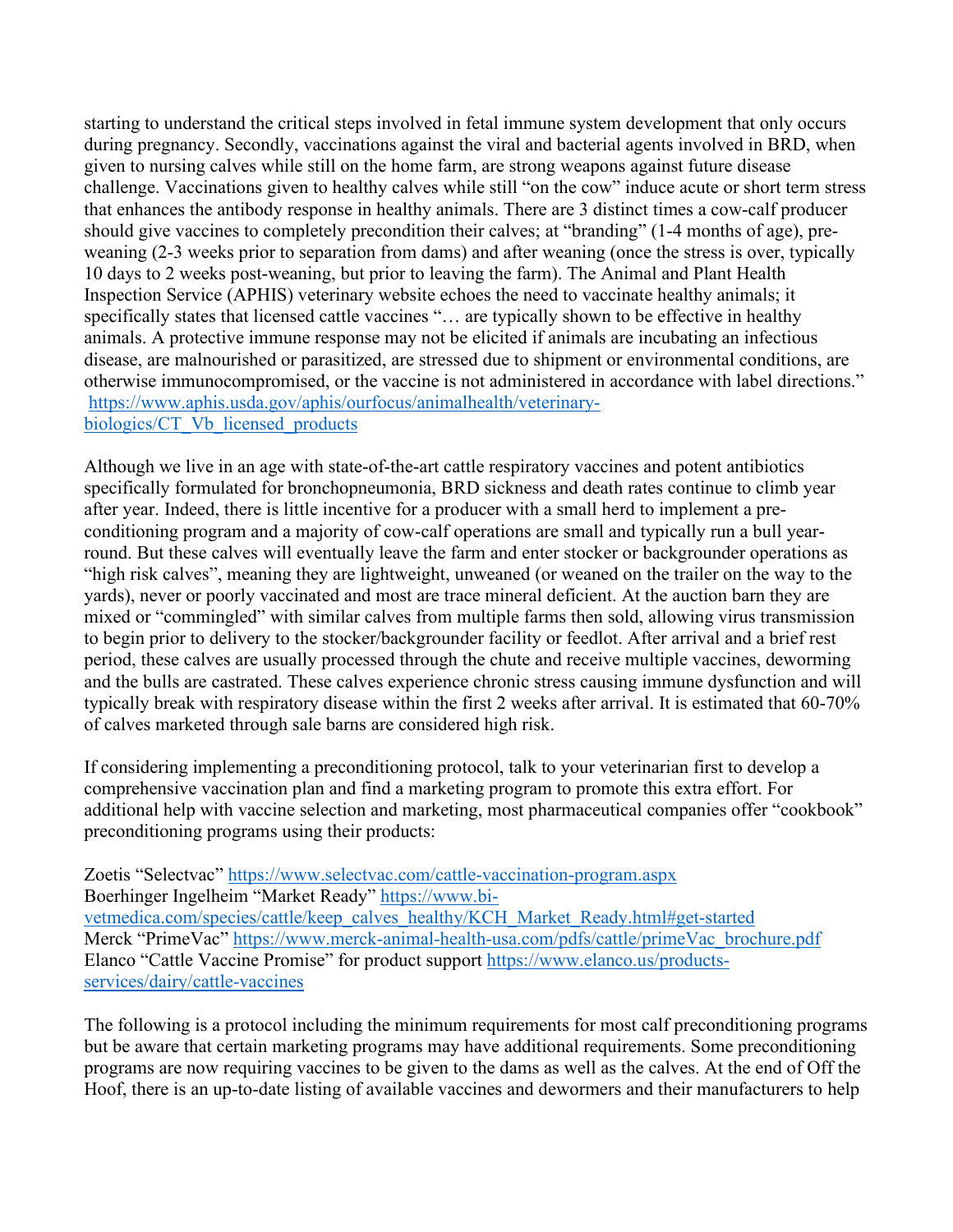starting to understand the critical steps involved in fetal immune system development that only occurs during pregnancy. Secondly, vaccinations against the viral and bacterial agents involved in BRD, when given to nursing calves while still on the home farm, are strong weapons against future disease challenge. Vaccinations given to healthy calves while still "on the cow" induce acute or short term stress that enhances the antibody response in healthy animals. There are 3 distinct times a cow-calf producer should give vaccines to completely precondition their calves; at "branding" (1-4 months of age), pre-weaning (2-3 weeks prior to separation from dams) and after weaning (once the stress is over, typically 10 days to 2 weeks post-weaning, but prior to leaving the farm). The Animal and Plant Health Inspection Service (APHIS) veterinary website echoes the need to vaccinate healthy animals; it specifically states that licensed cattle vaccines "… are typically shown to be effective in healthy animals. A protective immune response may not be elicited if animals are incubating an infectious disease, are malnourished or parasitized, are stressed due to shipment or environmental conditions, are otherwise immunocompromised, or the vaccine is not administered in accordance with label directions." [https://www.aphis.usda.gov/aphis/ourfocus/animalhealth/veterinary-biologics/CT_Vb_licensed_products](https://www.aphis.usda.gov/aphis/ourfocus/animalhealth/veterinary-biologics/CT_Vb_licensed_products)

Although we live in an age with state-of-the-art cattle respiratory vaccines and potent antibiotics specifically formulated for bronchopneumonia, BRD sickness and death rates continue to climb year after year. Indeed, there is little incentive for a producer with a small herd to implement a pre-conditioning program and a majority of cow-calf operations are small and typically run a bull year-round. But these calves will eventually leave the farm and enter stocker or backgrounder operations as "high risk calves", meaning they are lightweight, unweaned (or weaned on the trailer on the way to the yards), never or poorly vaccinated and most are trace mineral deficient. At the auction barn they are mixed or "commingled" with similar calves from multiple farms then sold, allowing virus transmission to begin prior to delivery to the stocker/backgrounder facility or feedlot. After arrival and a brief rest period, these calves are usually processed through the chute and receive multiple vaccines, deworming and the bulls are castrated. These calves experience chronic stress causing immune dysfunction and will typically break with respiratory disease within the first 2 weeks after arrival. It is estimated that 60-70% of calves marketed through sale barns are considered high risk.

If considering implementing a preconditioning protocol, talk to your veterinarian first to develop a comprehensive vaccination plan and find a marketing program to promote this extra effort. For additional help with vaccine selection and marketing, most pharmaceutical companies offer "cookbook" preconditioning programs using their products:

Zoetis "Selectvac" [https://www.selectvac.com/cattle-vaccination-program.aspx](https://www.selectvac.com/cattle-vaccination-program.aspx)
Boerhinger Ingelheim "Market Ready" [https://www.bi-vetmedica.com/species/cattle/keep_calves_healthy/KCH_Market_Ready.html#get-started](https://www.bi-vetmedica.com/species/cattle/keep_calves_healthy/KCH_Market_Ready.html#get-started)
Merck "PrimeVac" [https://www.merck-animal-health-usa.com/pdfs/cattle/primeVac_brochure.pdf](https://www.merck-animal-health-usa.com/pdfs/cattle/primeVac_brochure.pdf)
Elanco "Cattle Vaccine Promise" for product support [https://www.elanco.us/products-services/dairy/cattle-vaccines](https://www.elanco.us/products-services/dairy/cattle-vaccines)

The following is a protocol including the minimum requirements for most calf preconditioning programs but be aware that certain marketing programs may have additional requirements. Some preconditioning programs are now requiring vaccines to be given to the dams as well as the calves. At the end of Off the Hoof, there is an up-to-date listing of available vaccines and dewormers and their manufacturers to help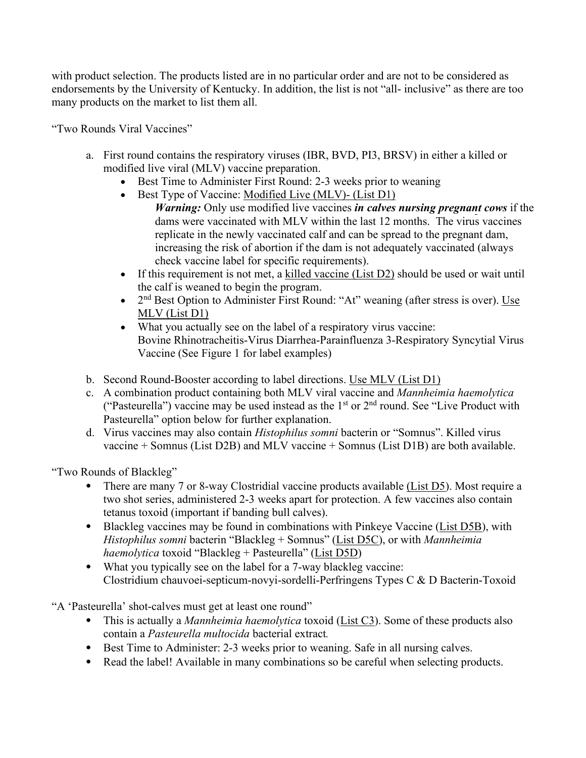with product selection. The products listed are in no particular order and are not to be considered as endorsements by the University of Kentucky. In addition, the list is not "all- inclusive" as there are too many products on the market to list them all.

"Two Rounds Viral Vaccines"

a. First round contains the respiratory viruses (IBR, BVD, PI3, BRSV) in either a killed or modified live viral (MLV) vaccine preparation.
   - Best Time to Administer First Round: 2-3 weeks prior to weaning
   - Best Type of Vaccine: <u>Modified Live (MLV)- (List D1)</u>

     ***Warning:*** Only use modified live vaccines ***in calves nursing pregnant cows*** if the dams were vaccinated with MLV within the last 12 months. The virus vaccines replicate in the newly vaccinated calf and can be spread to the pregnant dam, increasing the risk of abortion if the dam is not adequately vaccinated (always check vaccine label for specific requirements).
   - If this requirement is not met, a <u>killed vaccine (List D2)</u> should be used or wait until the calf is weaned to begin the program.
   - 2nd Best Option to Administer First Round: "At" weaning (after stress is over). <u>Use MLV (List D1)</u>
   - What you actually see on the label of a respiratory virus vaccine:
     Bovine Rhinotracheitis-Virus Diarrhea-Parainfluenza 3-Respiratory Syncytial Virus Vaccine (See Figure 1 for label examples)

b. Second Round-Booster according to label directions. <u>Use MLV (List D1)</u>

c. A combination product containing both MLV viral vaccine and *Mannheimia haemolytica* ("Pasteurella") vaccine may be used instead as the 1st or 2nd round. See "Live Product with Pasteurella" option below for further explanation.

d. Virus vaccines may also contain *Histophilus somni* bacterin or "Somnus". Killed virus vaccine + Somnus (List D2B) and MLV vaccine + Somnus (List D1B) are both available.

"Two Rounds of Blackleg"

- There are many 7 or 8-way Clostridial vaccine products available <u>(List D5)</u>. Most require a two shot series, administered 2-3 weeks apart for protection. A few vaccines also contain tetanus toxoid (important if banding bull calves).
- Blackleg vaccines may be found in combinations with Pinkeye Vaccine (<u>List D5B</u>), with *Histophilus somni* bacterin "Blackleg + Somnus" (<u>List D5C</u>), or with *Mannheimia haemolytica* toxoid "Blackleg + Pasteurella" (<u>List D5D</u>)
- What you typically see on the label for a 7-way blackleg vaccine:
  Clostridium chauvoei-septicum-novyi-sordelli-Perfringens Types C & D Bacterin-Toxoid

"A 'Pasteurella' shot-calves must get at least one round"

- This is actually a *Mannheimia haemolytica* toxoid (<u>List C3</u>). Some of these products also contain a *Pasteurella multocida* bacterial extract*.*
- Best Time to Administer: 2-3 weeks prior to weaning. Safe in all nursing calves.
- Read the label! Available in many combinations so be careful when selecting products.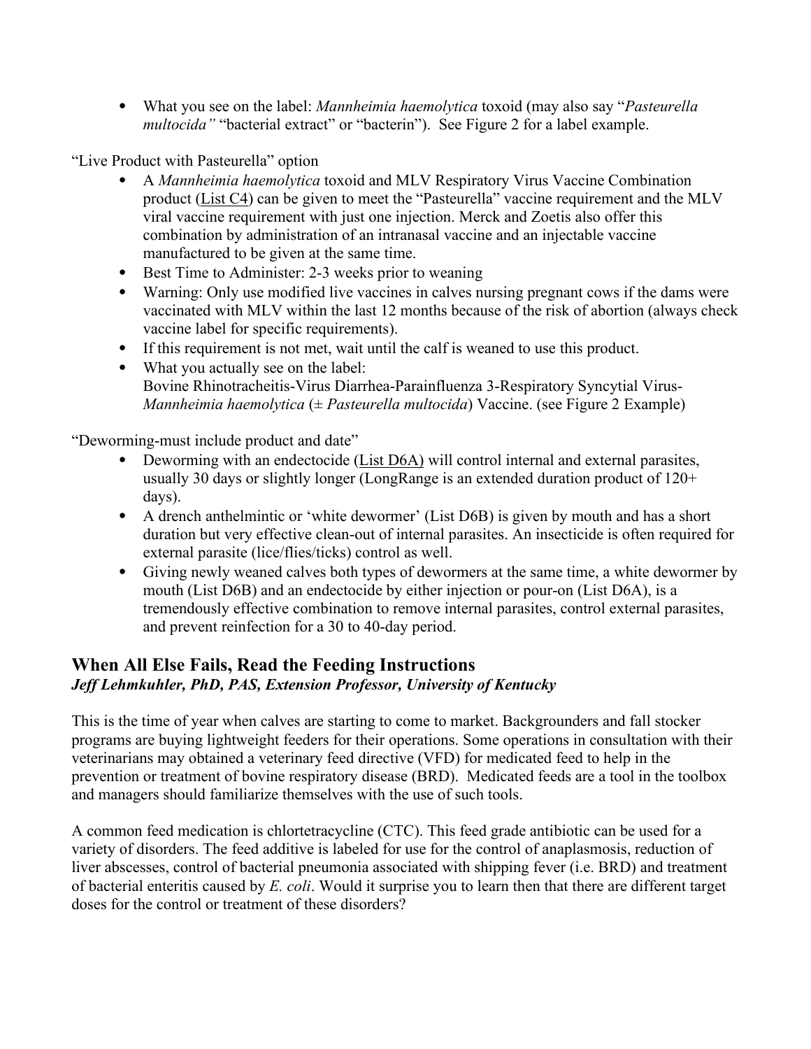- What you see on the label: *Mannheimia haemolytica* toxoid (may also say "*Pasteurella multocida"* "bacterial extract" or "bacterin"). See Figure 2 for a label example.

"Live Product with Pasteurella" option

- A *Mannheimia haemolytica* toxoid and MLV Respiratory Virus Vaccine Combination product (List C4) can be given to meet the "Pasteurella" vaccine requirement and the MLV viral vaccine requirement with just one injection. Merck and Zoetis also offer this combination by administration of an intranasal vaccine and an injectable vaccine manufactured to be given at the same time.
- Best Time to Administer: 2-3 weeks prior to weaning
- Warning: Only use modified live vaccines in calves nursing pregnant cows if the dams were vaccinated with MLV within the last 12 months because of the risk of abortion (always check vaccine label for specific requirements).
- If this requirement is not met, wait until the calf is weaned to use this product.
- What you actually see on the label: 
  Bovine Rhinotracheitis-Virus Diarrhea-Parainfluenza 3-Respiratory Syncytial Virus-*Mannheimia haemolytica* (± *Pasteurella multocida*) Vaccine. (see Figure 2 Example)

"Deworming-must include product and date"

- Deworming with an endectocide (List D6A) will control internal and external parasites, usually 30 days or slightly longer (LongRange is an extended duration product of 120+ days).
- A drench anthelmintic or 'white dewormer' (List D6B) is given by mouth and has a short duration but very effective clean-out of internal parasites. An insecticide is often required for external parasite (lice/flies/ticks) control as well.
- Giving newly weaned calves both types of dewormers at the same time, a white dewormer by mouth (List D6B) and an endectocide by either injection or pour-on (List D6A), is a tremendously effective combination to remove internal parasites, control external parasites, and prevent reinfection for a 30 to 40-day period.

## When All Else Fails, Read the Feeding Instructions

***Jeff Lehmkuhler, PhD, PAS, Extension Professor, University of Kentucky***

This is the time of year when calves are starting to come to market. Backgrounders and fall stocker programs are buying lightweight feeders for their operations. Some operations in consultation with their veterinarians may obtained a veterinary feed directive (VFD) for medicated feed to help in the prevention or treatment of bovine respiratory disease (BRD). Medicated feeds are a tool in the toolbox and managers should familiarize themselves with the use of such tools.

A common feed medication is chlortetracycline (CTC). This feed grade antibiotic can be used for a variety of disorders. The feed additive is labeled for use for the control of anaplasmosis, reduction of liver abscesses, control of bacterial pneumonia associated with shipping fever (i.e. BRD) and treatment of bacterial enteritis caused by *E. coli*. Would it surprise you to learn then that there are different target doses for the control or treatment of these disorders?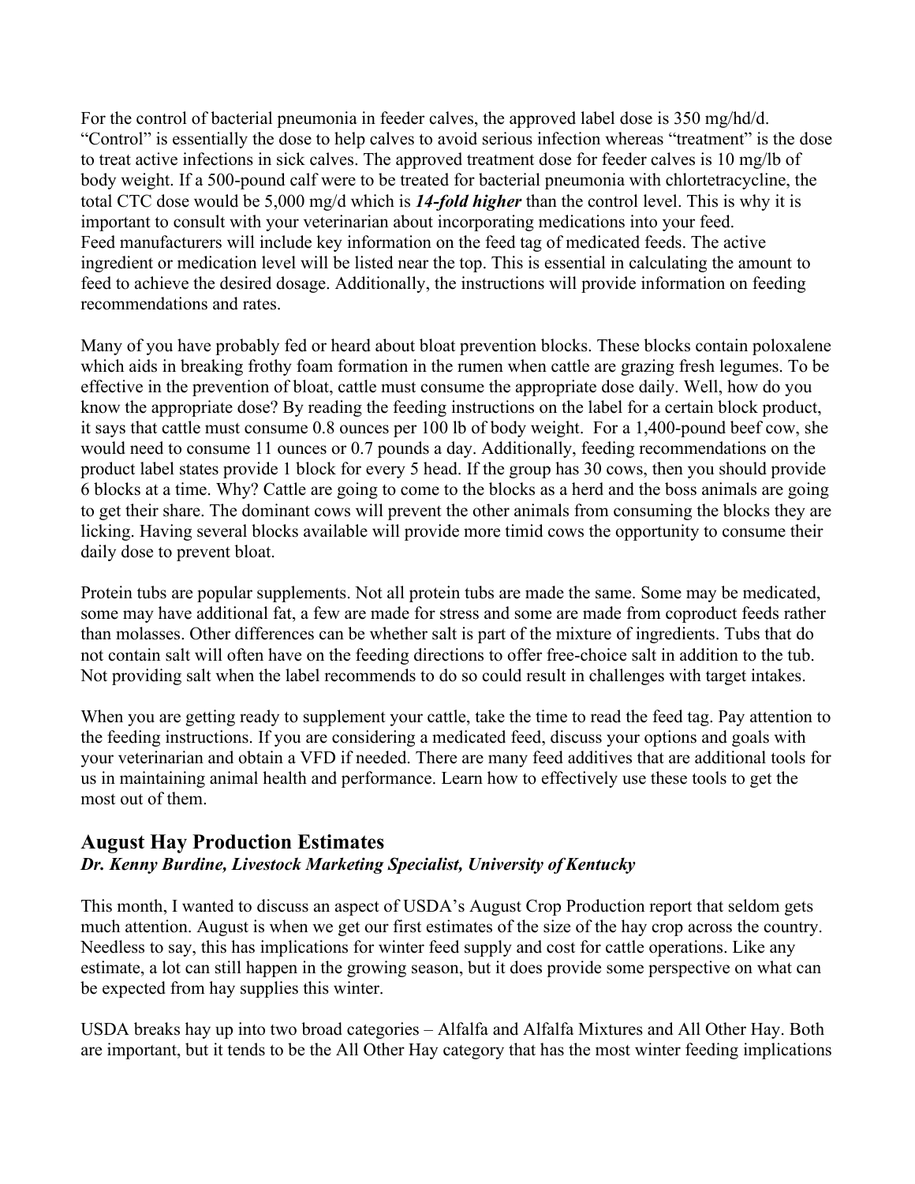For the control of bacterial pneumonia in feeder calves, the approved label dose is 350 mg/hd/d. “Control” is essentially the dose to help calves to avoid serious infection whereas “treatment” is the dose to treat active infections in sick calves. The approved treatment dose for feeder calves is 10 mg/lb of body weight. If a 500-pound calf were to be treated for bacterial pneumonia with chlortetracycline, the total CTC dose would be 5,000 mg/d which is ***14-fold higher*** than the control level. This is why it is important to consult with your veterinarian about incorporating medications into your feed.
Feed manufacturers will include key information on the feed tag of medicated feeds. The active ingredient or medication level will be listed near the top. This is essential in calculating the amount to feed to achieve the desired dosage. Additionally, the instructions will provide information on feeding recommendations and rates.

Many of you have probably fed or heard about bloat prevention blocks. These blocks contain poloxalene which aids in breaking frothy foam formation in the rumen when cattle are grazing fresh legumes. To be effective in the prevention of bloat, cattle must consume the appropriate dose daily. Well, how do you know the appropriate dose? By reading the feeding instructions on the label for a certain block product, it says that cattle must consume 0.8 ounces per 100 lb of body weight. For a 1,400-pound beef cow, she would need to consume 11 ounces or 0.7 pounds a day. Additionally, feeding recommendations on the product label states provide 1 block for every 5 head. If the group has 30 cows, then you should provide 6 blocks at a time. Why? Cattle are going to come to the blocks as a herd and the boss animals are going to get their share. The dominant cows will prevent the other animals from consuming the blocks they are licking. Having several blocks available will provide more timid cows the opportunity to consume their daily dose to prevent bloat.

Protein tubs are popular supplements. Not all protein tubs are made the same. Some may be medicated, some may have additional fat, a few are made for stress and some are made from coproduct feeds rather than molasses. Other differences can be whether salt is part of the mixture of ingredients. Tubs that do not contain salt will often have on the feeding directions to offer free-choice salt in addition to the tub. Not providing salt when the label recommends to do so could result in challenges with target intakes.

When you are getting ready to supplement your cattle, take the time to read the feed tag. Pay attention to the feeding instructions. If you are considering a medicated feed, discuss your options and goals with your veterinarian and obtain a VFD if needed. There are many feed additives that are additional tools for us in maintaining animal health and performance. Learn how to effectively use these tools to get the most out of them.

## August Hay Production Estimates

***Dr. Kenny Burdine, Livestock Marketing Specialist, University of Kentucky***

This month, I wanted to discuss an aspect of USDA’s August Crop Production report that seldom gets much attention. August is when we get our first estimates of the size of the hay crop across the country. Needless to say, this has implications for winter feed supply and cost for cattle operations. Like any estimate, a lot can still happen in the growing season, but it does provide some perspective on what can be expected from hay supplies this winter.

USDA breaks hay up into two broad categories – Alfalfa and Alfalfa Mixtures and All Other Hay. Both are important, but it tends to be the All Other Hay category that has the most winter feeding implications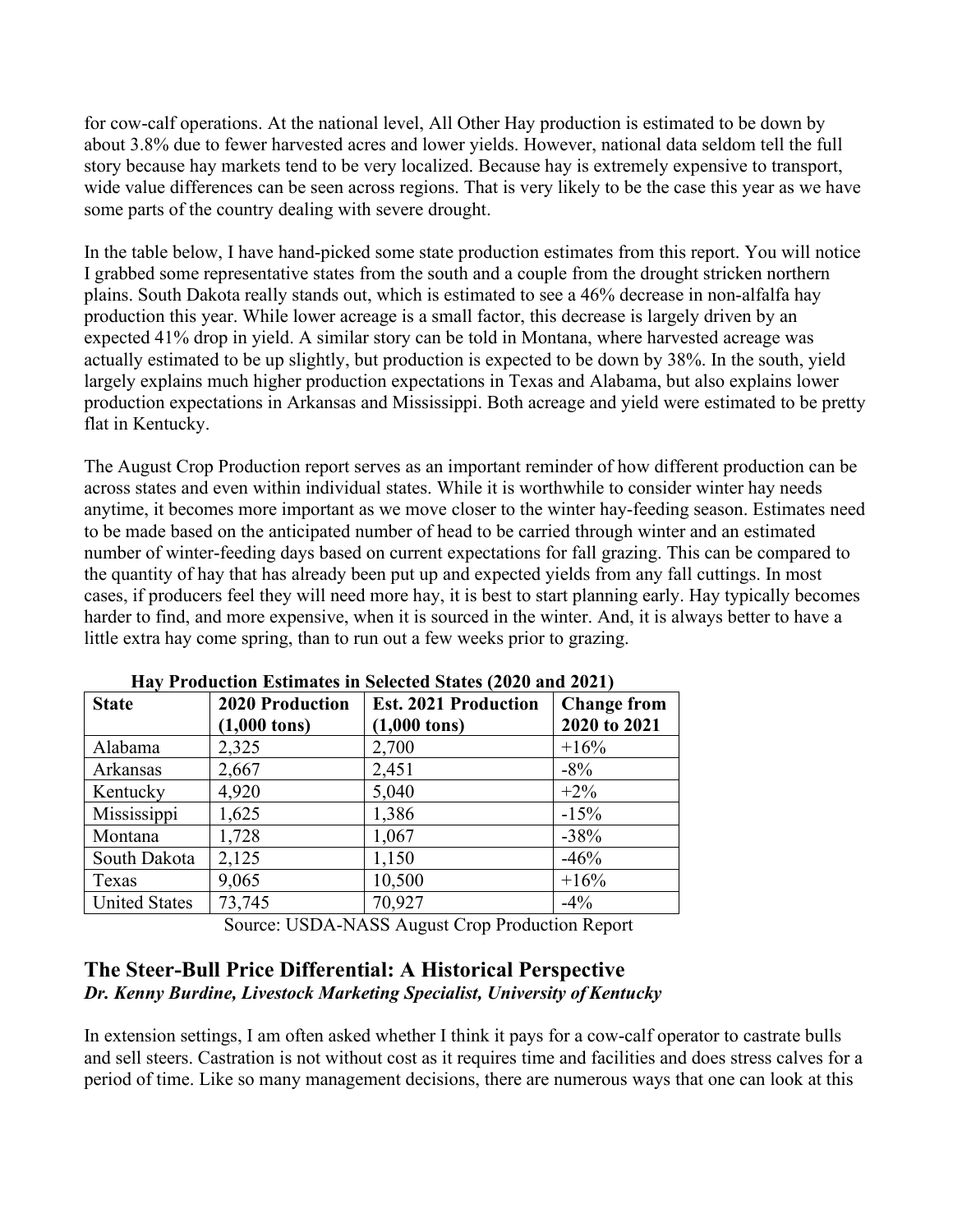for cow-calf operations. At the national level, All Other Hay production is estimated to be down by about 3.8% due to fewer harvested acres and lower yields. However, national data seldom tell the full story because hay markets tend to be very localized. Because hay is extremely expensive to transport, wide value differences can be seen across regions. That is very likely to be the case this year as we have some parts of the country dealing with severe drought.

In the table below, I have hand-picked some state production estimates from this report. You will notice I grabbed some representative states from the south and a couple from the drought stricken northern plains. South Dakota really stands out, which is estimated to see a 46% decrease in non-alfalfa hay production this year. While lower acreage is a small factor, this decrease is largely driven by an expected 41% drop in yield. A similar story can be told in Montana, where harvested acreage was actually estimated to be up slightly, but production is expected to be down by 38%. In the south, yield largely explains much higher production expectations in Texas and Alabama, but also explains lower production expectations in Arkansas and Mississippi. Both acreage and yield were estimated to be pretty flat in Kentucky.

The August Crop Production report serves as an important reminder of how different production can be across states and even within individual states. While it is worthwhile to consider winter hay needs anytime, it becomes more important as we move closer to the winter hay-feeding season. Estimates need to be made based on the anticipated number of head to be carried through winter and an estimated number of winter-feeding days based on current expectations for fall grazing. This can be compared to the quantity of hay that has already been put up and expected yields from any fall cuttings. In most cases, if producers feel they will need more hay, it is best to start planning early. Hay typically becomes harder to find, and more expensive, when it is sourced in the winter. And, it is always better to have a little extra hay come spring, than to run out a few weeks prior to grazing.

**Hay Production Estimates in Selected States (2020 and 2021)**

| State | 2020 Production (1,000 tons) | Est. 2021 Production (1,000 tons) | Change from 2020 to 2021 |
|---|---|---|---|
| Alabama | 2,325 | 2,700 | +16% |
| Arkansas | 2,667 | 2,451 | -8% |
| Kentucky | 4,920 | 5,040 | +2% |
| Mississippi | 1,625 | 1,386 | -15% |
| Montana | 1,728 | 1,067 | -38% |
| South Dakota | 2,125 | 1,150 | -46% |
| Texas | 9,065 | 10,500 | +16% |
| United States | 73,745 | 70,927 | -4% |

Source: USDA-NASS August Crop Production Report

## The Steer-Bull Price Differential: A Historical Perspective

***Dr. Kenny Burdine, Livestock Marketing Specialist, University of Kentucky***

In extension settings, I am often asked whether I think it pays for a cow-calf operator to castrate bulls and sell steers. Castration is not without cost as it requires time and facilities and does stress calves for a period of time. Like so many management decisions, there are numerous ways that one can look at this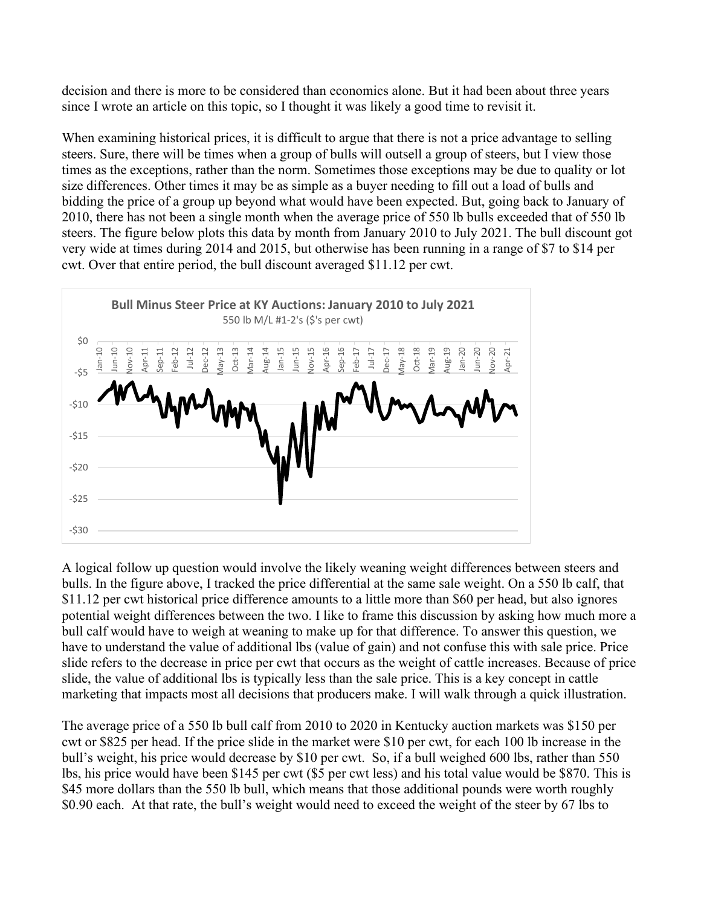decision and there is more to be considered than economics alone. But it had been about three years since I wrote an article on this topic, so I thought it was likely a good time to revisit it.

When examining historical prices, it is difficult to argue that there is not a price advantage to selling steers. Sure, there will be times when a group of bulls will outsell a group of steers, but I view those times as the exceptions, rather than the norm. Sometimes those exceptions may be due to quality or lot size differences. Other times it may be as simple as a buyer needing to fill out a load of bulls and bidding the price of a group up beyond what would have been expected. But, going back to January of 2010, there has not been a single month when the average price of 550 lb bulls exceeded that of 550 lb steers. The figure below plots this data by month from January 2010 to July 2021. The bull discount got very wide at times during 2014 and 2015, but otherwise has been running in a range of $7 to $14 per cwt. Over that entire period, the bull discount averaged $11.12 per cwt.

**Bull Minus Steer Price at KY Auctions: January 2010 to July 2021**
550 lb M/L #1-2's ($'s per cwt)

A logical follow up question would involve the likely weaning weight differences between steers and bulls. In the figure above, I tracked the price differential at the same sale weight. On a 550 lb calf, that $11.12 per cwt historical price difference amounts to a little more than $60 per head, but also ignores potential weight differences between the two. I like to frame this discussion by asking how much more a bull calf would have to weigh at weaning to make up for that difference. To answer this question, we have to understand the value of additional lbs (value of gain) and not confuse this with sale price. Price slide refers to the decrease in price per cwt that occurs as the weight of cattle increases. Because of price slide, the value of additional lbs is typically less than the sale price. This is a key concept in cattle marketing that impacts most all decisions that producers make. I will walk through a quick illustration.

The average price of a 550 lb bull calf from 2010 to 2020 in Kentucky auction markets was $150 per cwt or $825 per head. If the price slide in the market were $10 per cwt, for each 100 lb increase in the bull's weight, his price would decrease by $10 per cwt. So, if a bull weighed 600 lbs, rather than 550 lbs, his price would have been $145 per cwt ($5 per cwt less) and his total value would be $870. This is $45 more dollars than the 550 lb bull, which means that those additional pounds were worth roughly $0.90 each. At that rate, the bull's weight would need to exceed the weight of the steer by 67 lbs to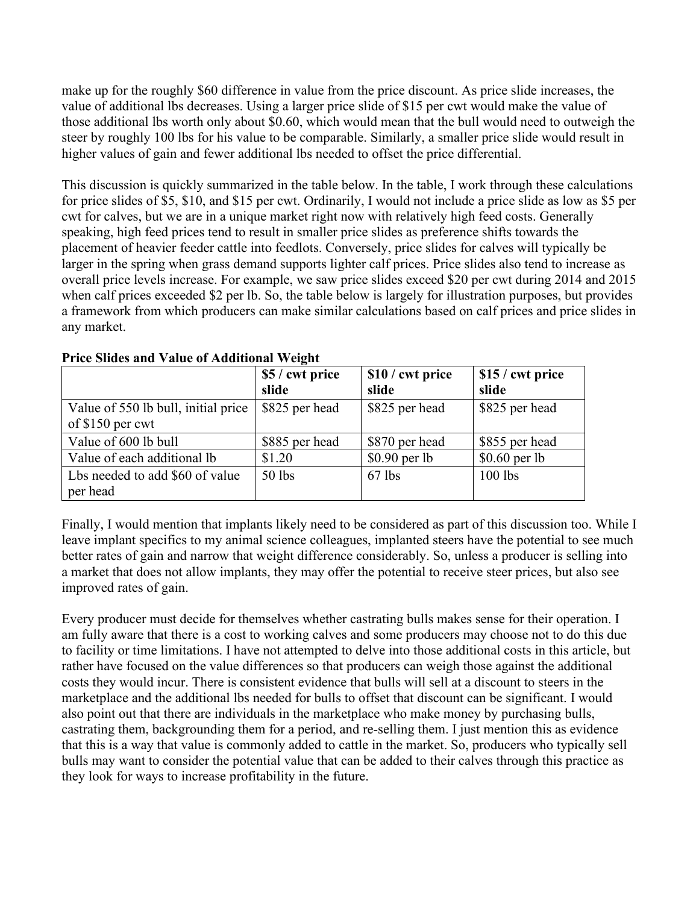make up for the roughly $60 difference in value from the price discount. As price slide increases, the value of additional lbs decreases. Using a larger price slide of $15 per cwt would make the value of those additional lbs worth only about $0.60, which would mean that the bull would need to outweigh the steer by roughly 100 lbs for his value to be comparable. Similarly, a smaller price slide would result in higher values of gain and fewer additional lbs needed to offset the price differential.

This discussion is quickly summarized in the table below. In the table, I work through these calculations for price slides of $5, $10, and $15 per cwt. Ordinarily, I would not include a price slide as low as $5 per cwt for calves, but we are in a unique market right now with relatively high feed costs. Generally speaking, high feed prices tend to result in smaller price slides as preference shifts towards the placement of heavier feeder cattle into feedlots. Conversely, price slides for calves will typically be larger in the spring when grass demand supports lighter calf prices. Price slides also tend to increase as overall price levels increase. For example, we saw price slides exceed $20 per cwt during 2014 and 2015 when calf prices exceeded $2 per lb. So, the table below is largely for illustration purposes, but provides a framework from which producers can make similar calculations based on calf prices and price slides in any market.

**Price Slides and Value of Additional Weight**

| | $5 / cwt price slide | $10 / cwt price slide | $15 / cwt price slide |
|---|---|---|---|
| Value of 550 lb bull, initial price of $150 per cwt | $825 per head | $825 per head | $825 per head |
| Value of 600 lb bull | $885 per head | $870 per head | $855 per head |
| Value of each additional lb | $1.20 | $0.90 per lb | $0.60 per lb |
| Lbs needed to add $60 of value per head | 50 lbs | 67 lbs | 100 lbs |

Finally, I would mention that implants likely need to be considered as part of this discussion too. While I leave implant specifics to my animal science colleagues, implanted steers have the potential to see much better rates of gain and narrow that weight difference considerably. So, unless a producer is selling into a market that does not allow implants, they may offer the potential to receive steer prices, but also see improved rates of gain.

Every producer must decide for themselves whether castrating bulls makes sense for their operation. I am fully aware that there is a cost to working calves and some producers may choose not to do this due to facility or time limitations. I have not attempted to delve into those additional costs in this article, but rather have focused on the value differences so that producers can weigh those against the additional costs they would incur. There is consistent evidence that bulls will sell at a discount to steers in the marketplace and the additional lbs needed for bulls to offset that discount can be significant. I would also point out that there are individuals in the marketplace who make money by purchasing bulls, castrating them, backgrounding them for a period, and re-selling them. I just mention this as evidence that this is a way that value is commonly added to cattle in the market. So, producers who typically sell bulls may want to consider the potential value that can be added to their calves through this practice as they look for ways to increase profitability in the future.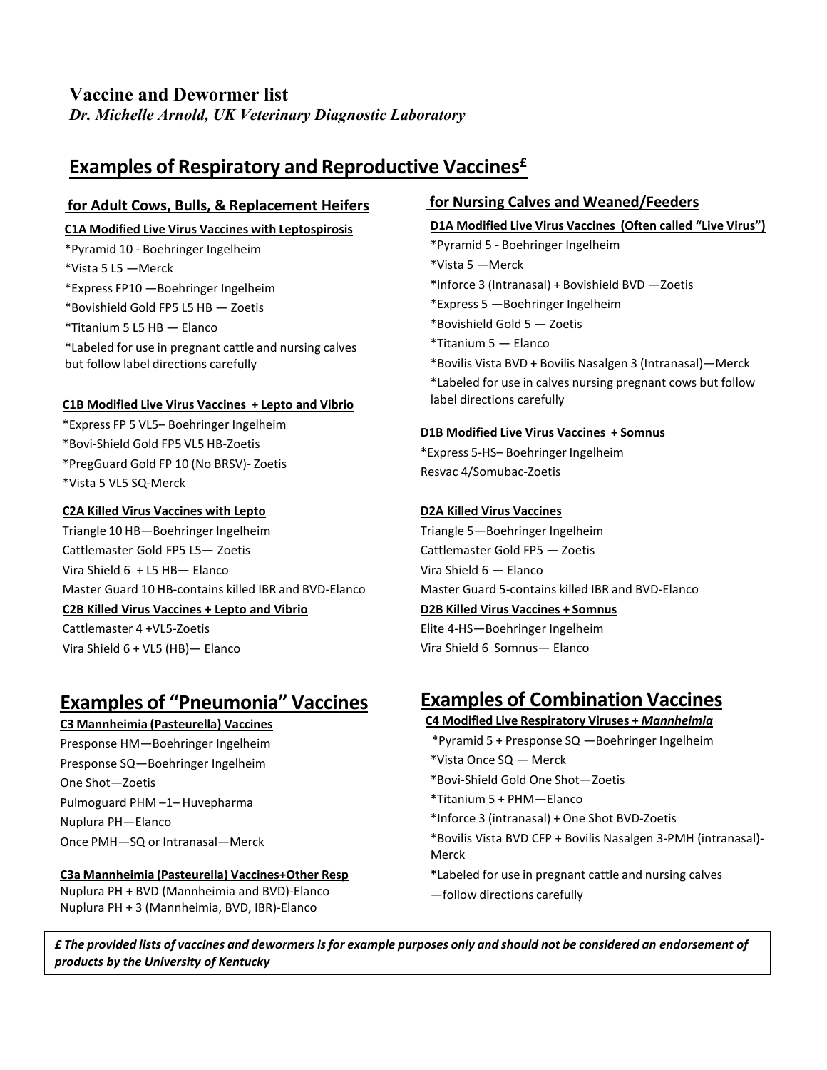# Vaccine and Dewormer list

*Dr. Michelle Arnold, UK Veterinary Diagnostic Laboratory*

## Examples of Respiratory and Reproductive Vaccines[£]

### for Adult Cows, Bulls, & Replacement Heifers

**C1A Modified Live Virus Vaccines with Leptospirosis**

*Pyramid 10 - Boehringer Ingelheim
*Vista 5 L5 —Merck
*Express FP10 —Boehringer Ingelheim
*Bovishield Gold FP5 L5 HB — Zoetis
*Titanium 5 L5 HB — Elanco
*Labeled for use in pregnant cattle and nursing calves but follow label directions carefully

**C1B Modified Live Virus Vaccines + Lepto and Vibrio**

*Express FP 5 VL5– Boehringer Ingelheim
*Bovi-Shield Gold FP5 VL5 HB-Zoetis
*PregGuard Gold FP 10 (No BRSV)- Zoetis
*Vista 5 VL5 SQ-Merck

**C2A Killed Virus Vaccines with Lepto**

Triangle 10 HB—Boehringer Ingelheim
Cattlemaster Gold FP5 L5— Zoetis
Vira Shield 6 + L5 HB— Elanco
Master Guard 10 HB-contains killed IBR and BVD-Elanco

**C2B Killed Virus Vaccines + Lepto and Vibrio**

Cattlemaster 4 +VL5-Zoetis
Vira Shield 6 + VL5 (HB)— Elanco

### for Nursing Calves and Weaned/Feeders

**D1A Modified Live Virus Vaccines (Often called "Live Virus")**

*Pyramid 5 - Boehringer Ingelheim
*Vista 5 —Merck
*Inforce 3 (Intranasal) + Bovishield BVD —Zoetis
*Express 5 —Boehringer Ingelheim
*Bovishield Gold 5 — Zoetis
*Titanium 5 — Elanco
*Bovilis Vista BVD + Bovilis Nasalgen 3 (Intranasal)—Merck
*Labeled for use in calves nursing pregnant cows but follow label directions carefully

**D1B Modified Live Virus Vaccines + Somnus**

*Express 5-HS– Boehringer Ingelheim
Resvac 4/Somubac-Zoetis

**D2A Killed Virus Vaccines**

Triangle 5—Boehringer Ingelheim
Cattlemaster Gold FP5 — Zoetis
Vira Shield 6 — Elanco
Master Guard 5-contains killed IBR and BVD-Elanco

**D2B Killed Virus Vaccines + Somnus**

Elite 4-HS—Boehringer Ingelheim
Vira Shield 6 Somnus— Elanco

## Examples of "Pneumonia" Vaccines

**C3 Mannheimia (Pasteurella) Vaccines**

Presponse HM—Boehringer Ingelheim
Presponse SQ—Boehringer Ingelheim
One Shot—Zoetis
Pulmoguard PHM –1– Huvepharma
Nuplura PH—Elanco
Once PMH—SQ or Intranasal—Merck

**C3a Mannheimia (Pasteurella) Vaccines+Other Resp**

Nuplura PH + BVD (Mannheimia and BVD)-Elanco
Nuplura PH + 3 (Mannheimia, BVD, IBR)-Elanco

## Examples of Combination Vaccines

**C4 Modified Live Respiratory Viruses + *Mannheimia***

*Pyramid 5 + Presponse SQ —Boehringer Ingelheim
*Vista Once SQ — Merck
*Bovi-Shield Gold One Shot—Zoetis
*Titanium 5 + PHM—Elanco
*Inforce 3 (intranasal) + One Shot BVD-Zoetis
*Bovilis Vista BVD CFP + Bovilis Nasalgen 3-PMH (intranasal)-Merck
*Labeled for use in pregnant cattle and nursing calves —follow directions carefully

***£ The provided lists of vaccines and dewormers is for example purposes only and should not be considered an endorsement of products by the University of Kentucky***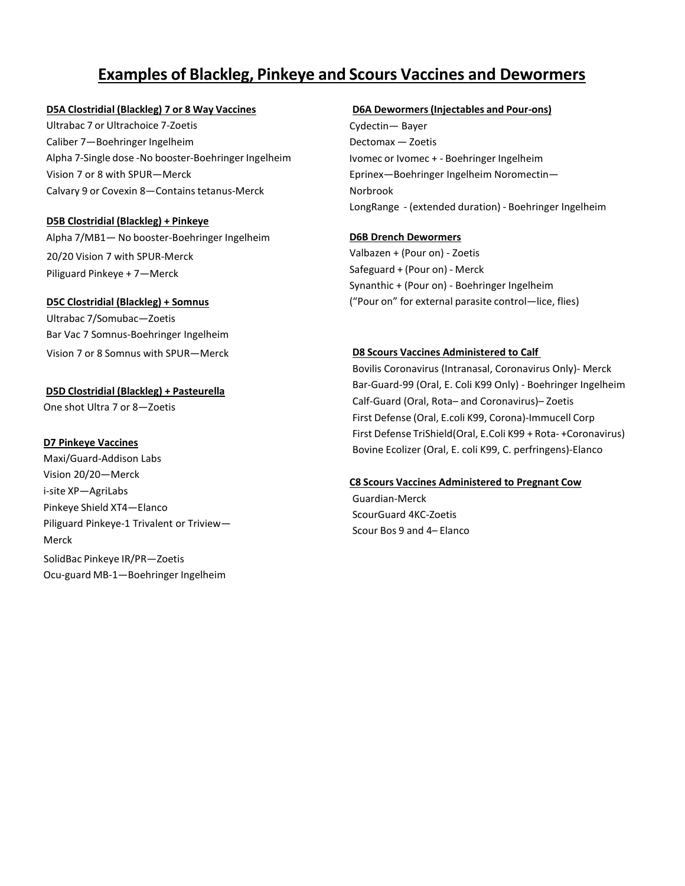# Examples of Blackleg, Pinkeye and Scours Vaccines and Dewormers

**D5A Clostridial (Blackleg) 7 or 8 Way Vaccines**

Ultrabac 7 or Ultrachoice 7-Zoetis
Caliber 7—Boehringer Ingelheim
Alpha 7-Single dose -No booster-Boehringer Ingelheim
Vision 7 or 8 with SPUR—Merck
Calvary 9 or Covexin 8—Contains tetanus-Merck

**D5B Clostridial (Blackleg) + Pinkeye**

Alpha 7/MB1— No booster-Boehringer Ingelheim
20/20 Vision 7 with SPUR-Merck
Piliguard Pinkeye + 7—Merck

**D5C Clostridial (Blackleg) + Somnus**

Ultrabac 7/Somubac—Zoetis
Bar Vac 7 Somnus-Boehringer Ingelheim
Vision 7 or 8 Somnus with SPUR—Merck

**D5D Clostridial (Blackleg) + Pasteurella**

One shot Ultra 7 or 8—Zoetis

**D7 Pinkeye Vaccines**

Maxi/Guard-Addison Labs
Vision 20/20—Merck
i-site XP—AgriLabs
Pinkeye Shield XT4—Elanco
Piliguard Pinkeye-1 Trivalent or Triview—Merck
SolidBac Pinkeye IR/PR—Zoetis
Ocu-guard MB-1—Boehringer Ingelheim

**D6A Dewormers (Injectables and Pour-ons)**

Cydectin— Bayer
Dectomax — Zoetis
Ivomec or Ivomec + - Boehringer Ingelheim
Eprinex—Boehringer Ingelheim Noromectin—Norbrook
LongRange - (extended duration) - Boehringer Ingelheim

**D6B Drench Dewormers**

Valbazen + (Pour on) - Zoetis
Safeguard + (Pour on) - Merck
Synanthic + (Pour on) - Boehringer Ingelheim
("Pour on" for external parasite control—lice, flies)

**D8 Scours Vaccines Administered to Calf**

Bovilis Coronavirus (Intranasal, Coronavirus Only)- Merck
Bar-Guard-99 (Oral, E. Coli K99 Only) - Boehringer Ingelheim
Calf-Guard (Oral, Rota– and Coronavirus)– Zoetis
First Defense (Oral, E.coli K99, Corona)-Immucell Corp
First Defense TriShield(Oral, E.Coli K99 + Rota- +Coronavirus)
Bovine Ecolizer (Oral, E. coli K99, C. perfringens)-Elanco

**C8 Scours Vaccines Administered to Pregnant Cow**

Guardian-Merck
ScourGuard 4KC-Zoetis
Scour Bos 9 and 4– Elanco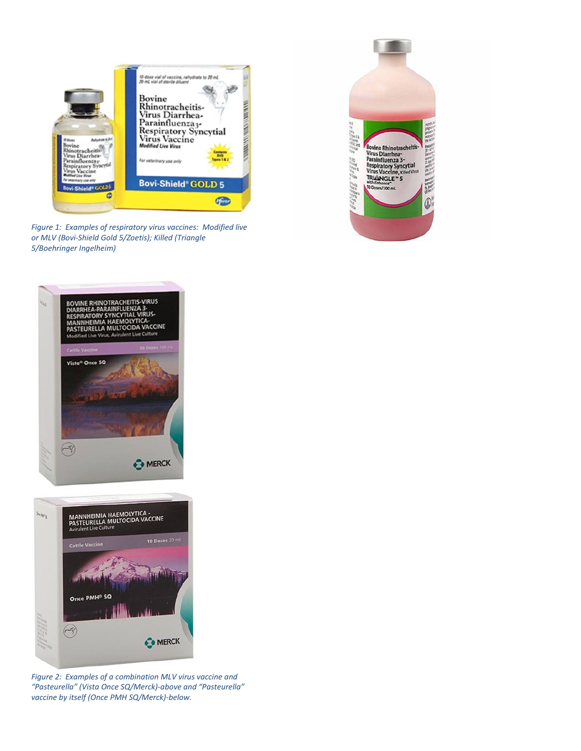*Figure 1: Examples of respiratory virus vaccines: Modified live or MLV (Bovi-Shield Gold 5/Zoetis); Killed (Triangle 5/Boehringer Ingelheim)*

*Figure 2: Examples of a combination MLV virus vaccine and "Pasteurella" (Vista Once SQ/Merck)-above and "Pasteurella" vaccine by itself (Once PMH SQ/Merck)-below.*